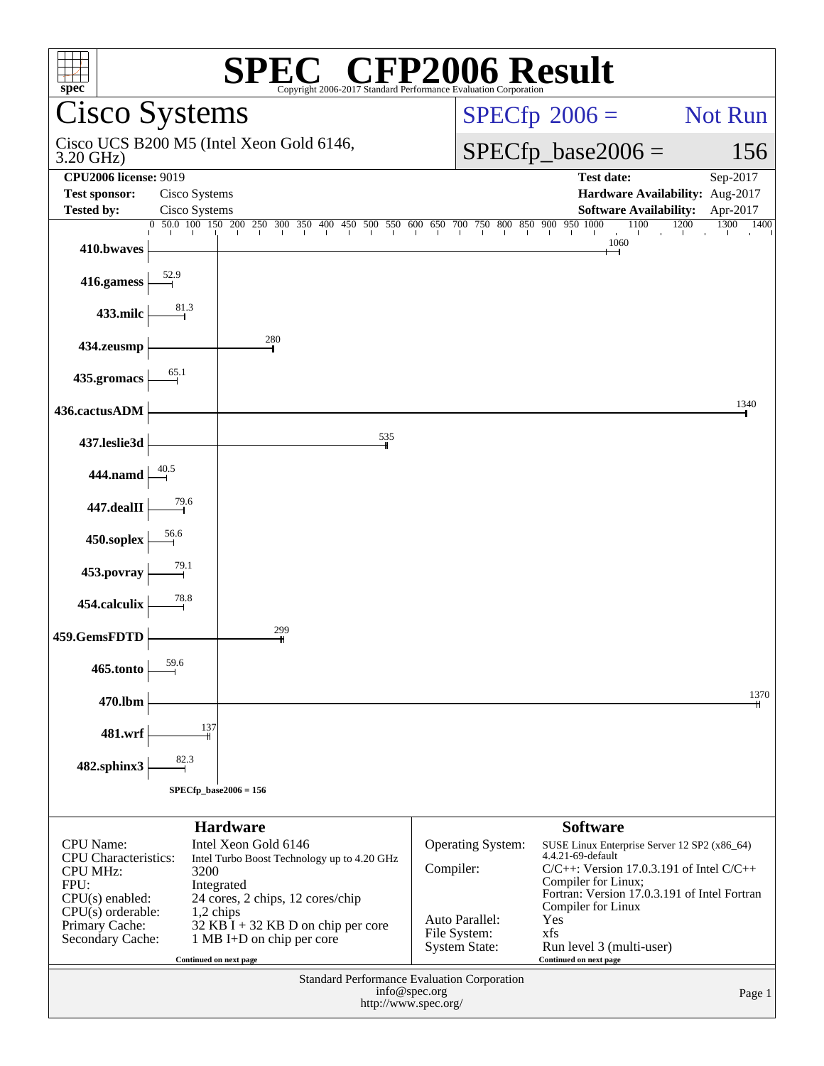# SPEC® CFP2006 Result

Copyright 2006-2017 Standard Performance Evaluation Corporation

## Cisco Systems

Cisco UCS B200 M5 (Intel Xeon Gold 6146, 3.20 GHz)

SPECfp 2006 = Not Run

SPECfp_base2006 = 156

| | | | |
|---|---|---|---|
| **CPU2006 license:** 9019 | | **Test date:** | Sep-2017 |
| **Test sponsor:** | Cisco Systems | **Hardware Availability:** | Aug-2017 |
| **Tested by:** | Cisco Systems | **Software Availability:** | Apr-2017 |

| Benchmark | Base Ratio |
|---|---|
| 410.bwaves | 1060 |
| 416.gamess | 52.9 |
| 433.milc | 81.3 |
| 434.zeusmp | 280 |
| 435.gromacs | 65.1 |
| 436.cactusADM | 1340 |
| 437.leslie3d | 535 |
| 444.namd | 40.5 |
| 447.dealII | 79.6 |
| 450.soplex | 56.6 |
| 453.povray | 79.1 |
| 454.calculix | 78.8 |
| 459.GemsFDTD | 299 |
| 465.tonto | 59.6 |
| 470.lbm | 1370 |
| 481.wrf | 137 |
| 482.sphinx3 | 82.3 |

SPECfp_base2006 = 156

### Hardware

| | |
|---|---|
| CPU Name: | Intel Xeon Gold 6146 |
| CPU Characteristics: | Intel Turbo Boost Technology up to 4.20 GHz |
| CPU MHz: | 3200 |
| FPU: | Integrated |
| CPU(s) enabled: | 24 cores, 2 chips, 12 cores/chip |
| CPU(s) orderable: | 1,2 chips |
| Primary Cache: | 32 KB I + 32 KB D on chip per core |
| Secondary Cache: | 1 MB I+D on chip per core |

Continued on next page

### Software

| | |
|---|---|
| Operating System: | SUSE Linux Enterprise Server 12 SP2 (x86_64) 4.4.21-69-default |
| Compiler: | C/C++: Version 17.0.3.191 of Intel C/C++ Compiler for Linux; Fortran: Version 17.0.3.191 of Intel Fortran Compiler for Linux |
| Auto Parallel: | Yes |
| File System: | xfs |
| System State: | Run level 3 (multi-user) |

Continued on next page

Standard Performance Evaluation Corporation
info@spec.org
http://www.spec.org/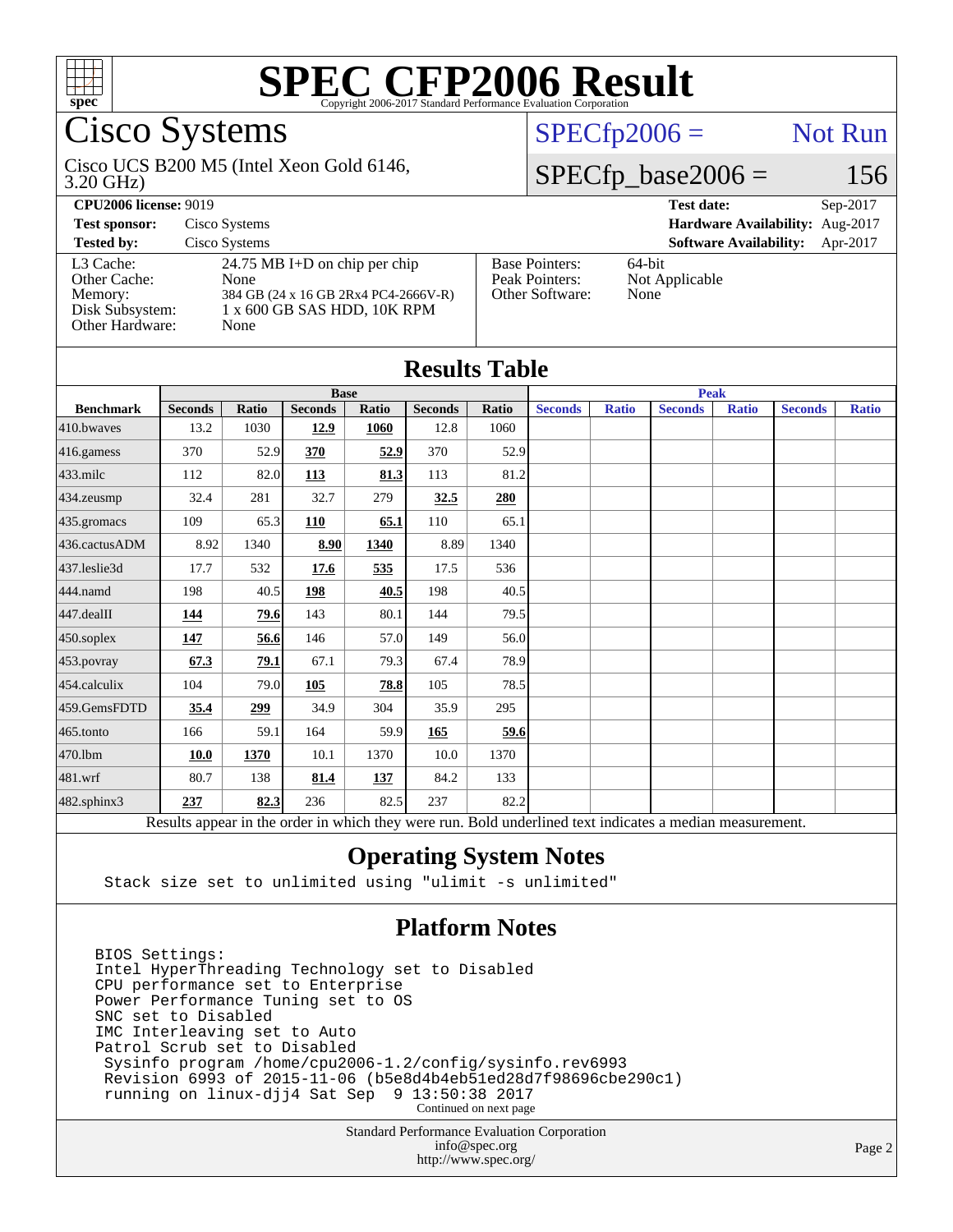# SPEC CFP2006 Result

Copyright 2006-2017 Standard Performance Evaluation Corporation

## Cisco Systems

Cisco UCS B200 M5 (Intel Xeon Gold 6146, 3.20 GHz)

SPECfp2006 = Not Run

SPECfp_base2006 = 156

| | | | |
|---|---|---|---|
| **CPU2006 license:** 9019 | | **Test date:** | Sep-2017 |
| **Test sponsor:** | Cisco Systems | **Hardware Availability:** | Aug-2017 |
| **Tested by:** | Cisco Systems | **Software Availability:** | Apr-2017 |

| | |
|---|---|
| L3 Cache: | 24.75 MB I+D on chip per chip |
| Other Cache: | None |
| Memory: | 384 GB (24 x 16 GB 2Rx4 PC4-2666V-R) |
| Disk Subsystem: | 1 x 600 GB SAS HDD, 10K RPM |
| Other Hardware: | None |

| | |
|---|---|
| Base Pointers: | 64-bit |
| Peak Pointers: | Not Applicable |
| Other Software: | None |

## Results Table

| | Base | | | | | | Peak | | | | | |
|---|---|---|---|---|---|---|---|---|---|---|---|---|
| **Benchmark** | **Seconds** | **Ratio** | **Seconds** | **Ratio** | **Seconds** | **Ratio** | **Seconds** | **Ratio** | **Seconds** | **Ratio** | **Seconds** | **Ratio** |
| 410.bwaves | 13.2 | 1030 | **12.9** | **1060** | 12.8 | 1060 | | | | | | |
| 416.gamess | 370 | 52.9 | **370** | **52.9** | 370 | 52.9 | | | | | | |
| 433.milc | 112 | 82.0 | **113** | **81.3** | 113 | 81.2 | | | | | | |
| 434.zeusmp | 32.4 | 281 | 32.7 | 279 | **32.5** | **280** | | | | | | |
| 435.gromacs | 109 | 65.3 | **110** | **65.1** | 110 | 65.1 | | | | | | |
| 436.cactusADM | 8.92 | 1340 | **8.90** | **1340** | 8.89 | 1340 | | | | | | |
| 437.leslie3d | 17.7 | 532 | **17.6** | **535** | 17.5 | 536 | | | | | | |
| 444.namd | 198 | 40.5 | **198** | **40.5** | 198 | 40.5 | | | | | | |
| 447.dealII | **144** | **79.6** | 143 | 80.1 | 144 | 79.5 | | | | | | |
| 450.soplex | **147** | **56.6** | 146 | 57.0 | 149 | 56.0 | | | | | | |
| 453.povray | **67.3** | **79.1** | 67.1 | 79.3 | 67.4 | 78.9 | | | | | | |
| 454.calculix | 104 | 79.0 | **105** | **78.8** | 105 | 78.5 | | | | | | |
| 459.GemsFDTD | **35.4** | **299** | 34.9 | 304 | 35.9 | 295 | | | | | | |
| 465.tonto | 166 | 59.1 | 164 | 59.9 | **165** | **59.6** | | | | | | |
| 470.lbm | **10.0** | **1370** | 10.1 | 1370 | 10.0 | 1370 | | | | | | |
| 481.wrf | 80.7 | 138 | **81.4** | **137** | 84.2 | 133 | | | | | | |
| 482.sphinx3 | **237** | **82.3** | 236 | 82.5 | 237 | 82.2 | | | | | | |

Results appear in the order in which they were run. Bold underlined text indicates a median measurement.

## Operating System Notes

```
Stack size set to unlimited using "ulimit -s unlimited"
```

## Platform Notes

```
BIOS Settings:
Intel HyperThreading Technology set to Disabled
CPU performance set to Enterprise
Power Performance Tuning set to OS
SNC set to Disabled
IMC Interleaving set to Auto
Patrol Scrub set to Disabled
 Sysinfo program /home/cpu2006-1.2/config/sysinfo.rev6993
 Revision 6993 of 2015-11-06 (b5e8d4b4eb51ed28d7f98696cbe290c1)
 running on linux-djj4 Sat Sep  9 13:50:38 2017
```

Continued on next page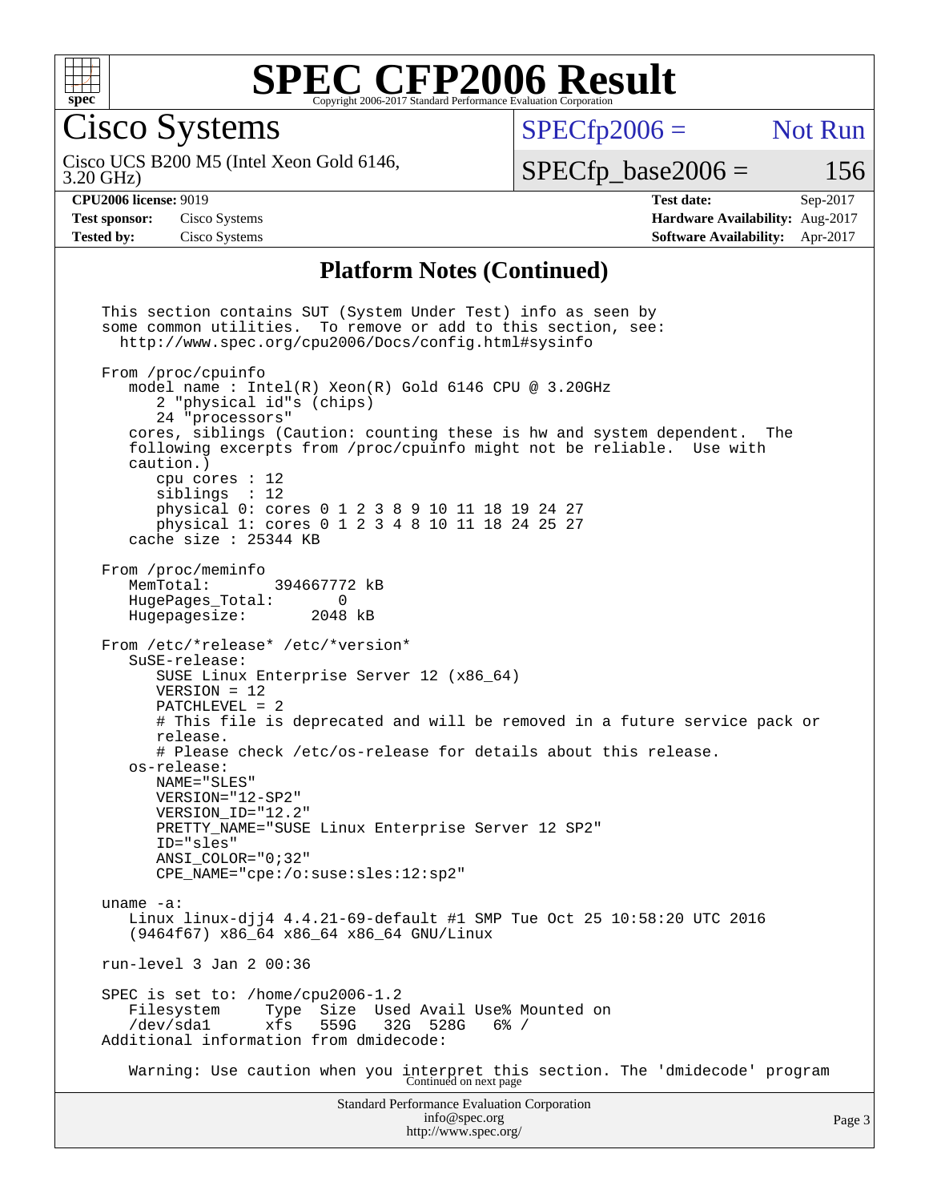# SPEC CFP2006 Result

Copyright 2006-2017 Standard Performance Evaluation Corporation

## Cisco Systems

Cisco UCS B200 M5 (Intel Xeon Gold 6146, 3.20 GHz)

SPECfp2006 = Not Run

SPECfp_base2006 = 156

**CPU2006 license:** 9019
**Test sponsor:** Cisco Systems
**Tested by:** Cisco Systems

**Test date:** Sep-2017
**Hardware Availability:** Aug-2017
**Software Availability:** Apr-2017

### Platform Notes (Continued)

```
This section contains SUT (System Under Test) info as seen by
some common utilities.  To remove or add to this section, see:
  http://www.spec.org/cpu2006/Docs/config.html#sysinfo

From /proc/cpuinfo
   model name : Intel(R) Xeon(R) Gold 6146 CPU @ 3.20GHz
      2 "physical id"s (chips)
      24 "processors"
   cores, siblings (Caution: counting these is hw and system dependent.  The
   following excerpts from /proc/cpuinfo might not be reliable.  Use with
   caution.)
      cpu cores : 12
      siblings  : 12
      physical 0: cores 0 1 2 3 8 9 10 11 18 19 24 27
      physical 1: cores 0 1 2 3 4 8 10 11 18 24 25 27
   cache size : 25344 KB

From /proc/meminfo
   MemTotal:       394667772 kB
   HugePages_Total:       0
   Hugepagesize:       2048 kB

From /etc/*release* /etc/*version*
   SuSE-release:
      SUSE Linux Enterprise Server 12 (x86_64)
      VERSION = 12
      PATCHLEVEL = 2
      # This file is deprecated and will be removed in a future service pack or
      release.
      # Please check /etc/os-release for details about this release.
   os-release:
      NAME="SLES"
      VERSION="12-SP2"
      VERSION_ID="12.2"
      PRETTY_NAME="SUSE Linux Enterprise Server 12 SP2"
      ID="sles"
      ANSI_COLOR="0;32"
      CPE_NAME="cpe:/o:suse:sles:12:sp2"

uname -a:
   Linux linux-djj4 4.4.21-69-default #1 SMP Tue Oct 25 10:58:20 UTC 2016
   (9464f67) x86_64 x86_64 x86_64 GNU/Linux

run-level 3 Jan 2 00:36

SPEC is set to: /home/cpu2006-1.2
   Filesystem     Type  Size  Used Avail Use% Mounted on
   /dev/sda1      xfs   559G   32G  528G   6% /
Additional information from dmidecode:

   Warning: Use caution when you interpret this section. The 'dmidecode' program
```

Continued on next page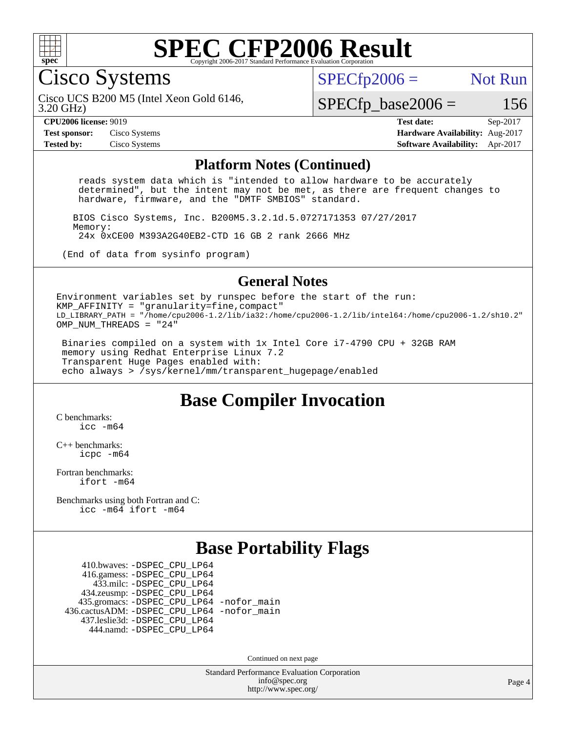# SPEC CFP2006 Result

Copyright 2006-2017 Standard Performance Evaluation Corporation

## Cisco Systems

Cisco UCS B200 M5 (Intel Xeon Gold 6146, 3.20 GHz)

SPECfp2006 = Not Run

SPECfp_base2006 = 156

| | | | |
|---|---|---|---|
| **CPU2006 license:** 9019 | | **Test date:** | Sep-2017 |
| **Test sponsor:** | Cisco Systems | **Hardware Availability:** | Aug-2017 |
| **Tested by:** | Cisco Systems | **Software Availability:** | Apr-2017 |

### Platform Notes (Continued)

```
    reads system data which is "intended to allow hardware to be accurately
    determined", but the intent may not be met, as there are frequent changes to
    hardware, firmware, and the "DMTF SMBIOS" standard.

   BIOS Cisco Systems, Inc. B200M5.3.2.1d.5.0727171353 07/27/2017
   Memory:
    24x 0xCE00 M393A2G40EB2-CTD 16 GB 2 rank 2666 MHz

 (End of data from sysinfo program)
```

### General Notes

```
Environment variables set by runspec before the start of the run:
KMP_AFFINITY = "granularity=fine,compact"
LD_LIBRARY_PATH = "/home/cpu2006-1.2/lib/ia32:/home/cpu2006-1.2/lib/intel64:/home/cpu2006-1.2/sh10.2"
OMP_NUM_THREADS = "24"

 Binaries compiled on a system with 1x Intel Core i7-4790 CPU + 32GB RAM
 memory using Redhat Enterprise Linux 7.2
 Transparent Huge Pages enabled with:
 echo always > /sys/kernel/mm/transparent_hugepage/enabled
```

## Base Compiler Invocation

C benchmarks:
 icc -m64

C++ benchmarks:
 icpc -m64

Fortran benchmarks:
 ifort -m64

Benchmarks using both Fortran and C:
 icc -m64 ifort -m64

## Base Portability Flags

```
     410.bwaves: -DSPEC_CPU_LP64
     416.gamess: -DSPEC_CPU_LP64
       433.milc: -DSPEC_CPU_LP64
     434.zeusmp: -DSPEC_CPU_LP64
    435.gromacs: -DSPEC_CPU_LP64 -nofor_main
 436.cactusADM: -DSPEC_CPU_LP64 -nofor_main
    437.leslie3d: -DSPEC_CPU_LP64
       444.namd: -DSPEC_CPU_LP64
```

Continued on next page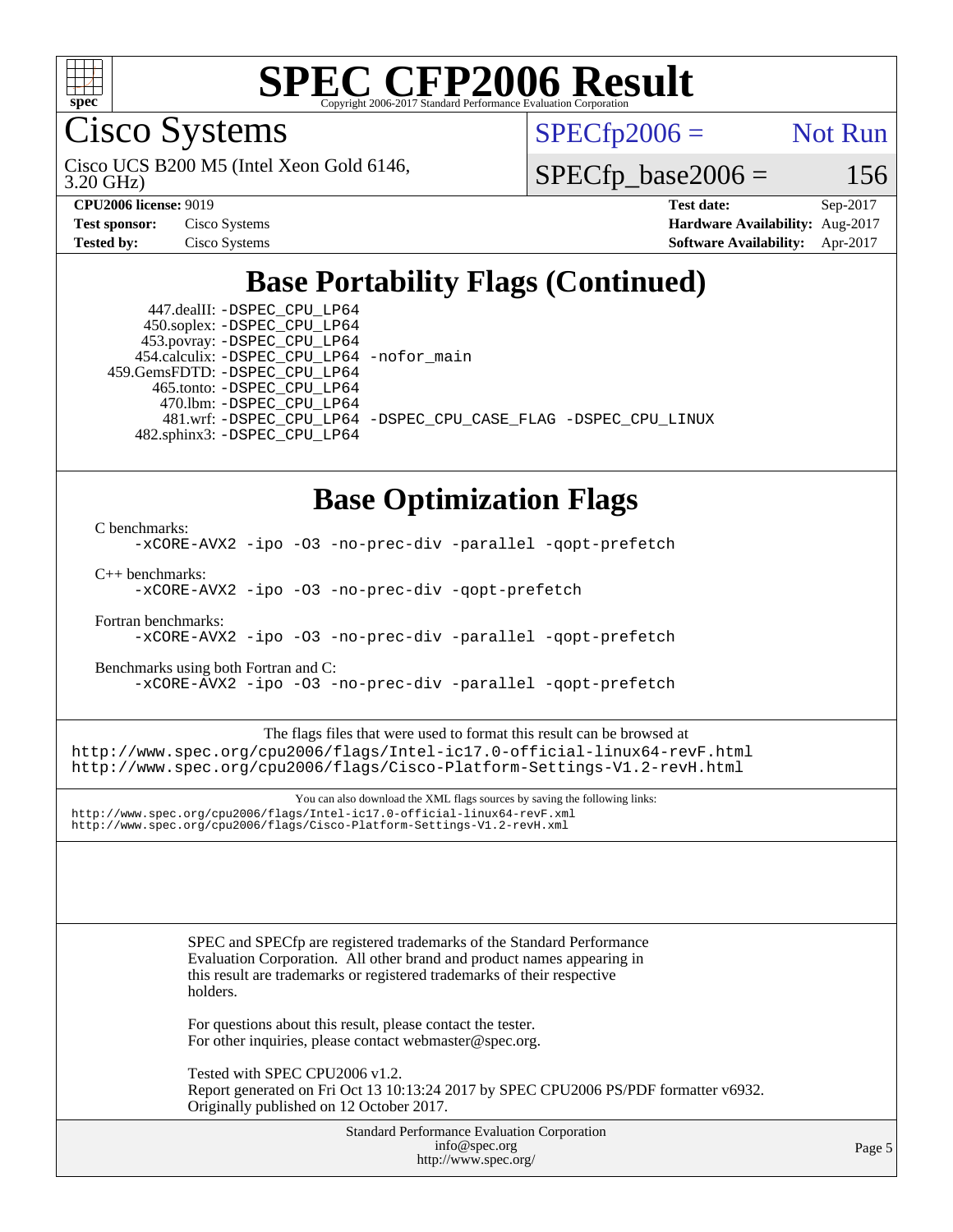# SPEC CFP2006 Result

Copyright 2006-2017 Standard Performance Evaluation Corporation

## Cisco Systems

Cisco UCS B200 M5 (Intel Xeon Gold 6146, 3.20 GHz)

SPECfp2006 = Not Run

SPECfp_base2006 = 156

| | | | |
|---|---|---|---|
| **CPU2006 license:** 9019 | | **Test date:** | Sep-2017 |
| **Test sponsor:** | Cisco Systems | **Hardware Availability:** | Aug-2017 |
| **Tested by:** | Cisco Systems | **Software Availability:** | Apr-2017 |

## Base Portability Flags (Continued)

447.dealII: -DSPEC_CPU_LP64
450.soplex: -DSPEC_CPU_LP64
453.povray: -DSPEC_CPU_LP64
454.calculix: -DSPEC_CPU_LP64 -nofor_main
459.GemsFDTD: -DSPEC_CPU_LP64
465.tonto: -DSPEC_CPU_LP64
470.lbm: -DSPEC_CPU_LP64
481.wrf: -DSPEC_CPU_LP64 -DSPEC_CPU_CASE_FLAG -DSPEC_CPU_LINUX
482.sphinx3: -DSPEC_CPU_LP64

## Base Optimization Flags

C benchmarks:
-xCORE-AVX2 -ipo -O3 -no-prec-div -parallel -qopt-prefetch

C++ benchmarks:
-xCORE-AVX2 -ipo -O3 -no-prec-div -qopt-prefetch

Fortran benchmarks:
-xCORE-AVX2 -ipo -O3 -no-prec-div -parallel -qopt-prefetch

Benchmarks using both Fortran and C:
-xCORE-AVX2 -ipo -O3 -no-prec-div -parallel -qopt-prefetch

The flags files that were used to format this result can be browsed at
http://www.spec.org/cpu2006/flags/Intel-ic17.0-official-linux64-revF.html
http://www.spec.org/cpu2006/flags/Cisco-Platform-Settings-V1.2-revH.html

You can also download the XML flags sources by saving the following links:
http://www.spec.org/cpu2006/flags/Intel-ic17.0-official-linux64-revF.xml
http://www.spec.org/cpu2006/flags/Cisco-Platform-Settings-V1.2-revH.xml

SPEC and SPECfp are registered trademarks of the Standard Performance Evaluation Corporation. All other brand and product names appearing in this result are trademarks or registered trademarks of their respective holders.

For questions about this result, please contact the tester.
For other inquiries, please contact webmaster@spec.org.

Tested with SPEC CPU2006 v1.2.
Report generated on Fri Oct 13 10:13:24 2017 by SPEC CPU2006 PS/PDF formatter v6932.
Originally published on 12 October 2017.

Standard Performance Evaluation Corporation
info@spec.org
http://www.spec.org/